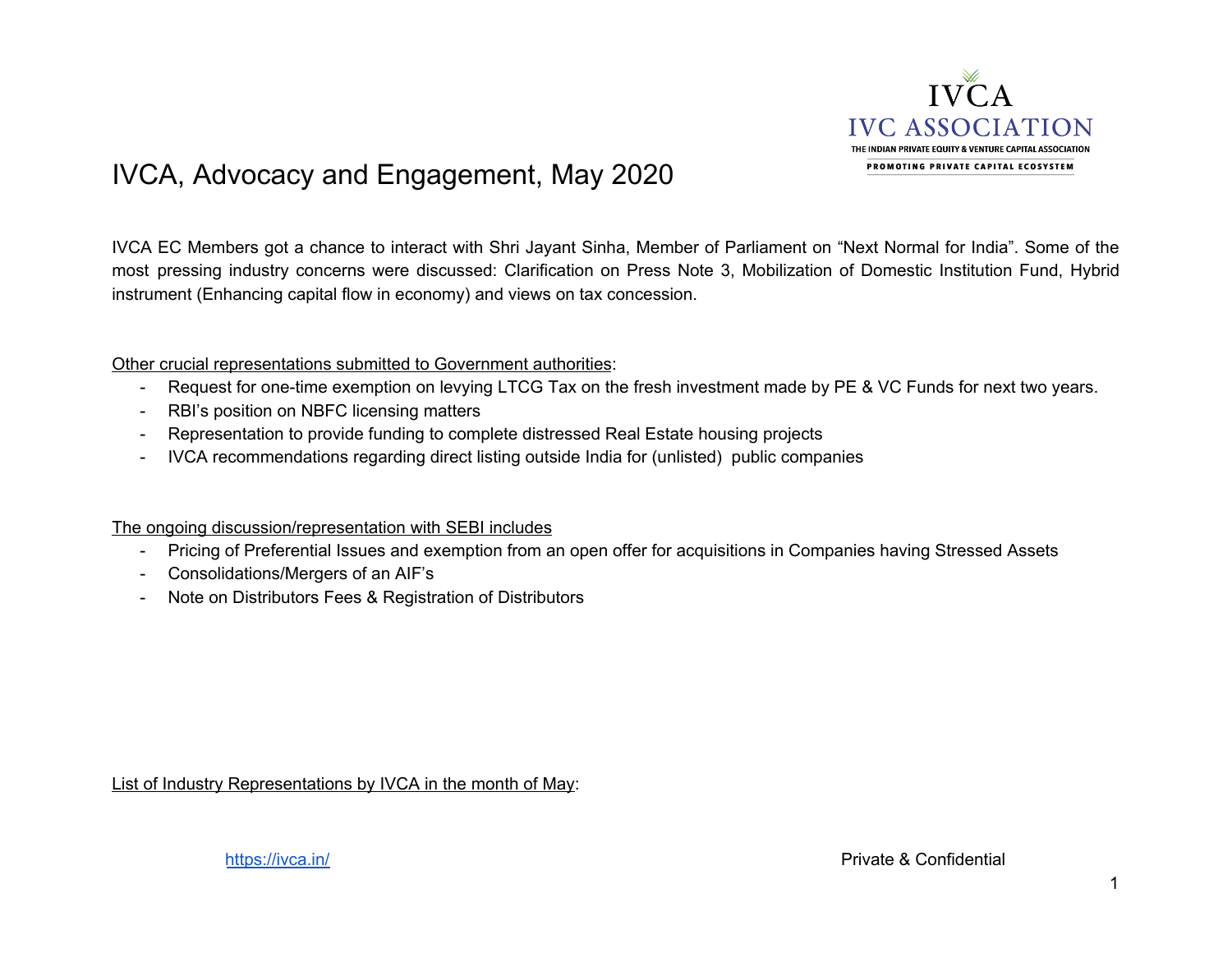# IVCA, Advocacy and Engagement, May 2020

IVCA EC Members got a chance to interact with Shri Jayant Sinha, Member of Parliament on “Next Normal for India”. Some of the most pressing industry concerns were discussed: Clarification on Press Note 3, Mobilization of Domestic Institution Fund, Hybrid instrument (Enhancing capital flow in economy) and views on tax concession.

Other crucial representations submitted to Government authorities:

- Request for one-time exemption on levying LTCG Tax on the fresh investment made by PE & VC Funds for next two years.
- RBI’s position on NBFC licensing matters
- Representation to provide funding to complete distressed Real Estate housing projects
- IVCA recommendations regarding direct listing outside India for (unlisted) public companies

The ongoing discussion/representation with SEBI includes

- Pricing of Preferential Issues and exemption from an open offer for acquisitions in Companies having Stressed Assets
- Consolidations/Mergers of an AIF’s
- Note on Distributors Fees & Registration of Distributors

List of Industry Representations by IVCA in the month of May:

https://ivca.in/ Private & Confidential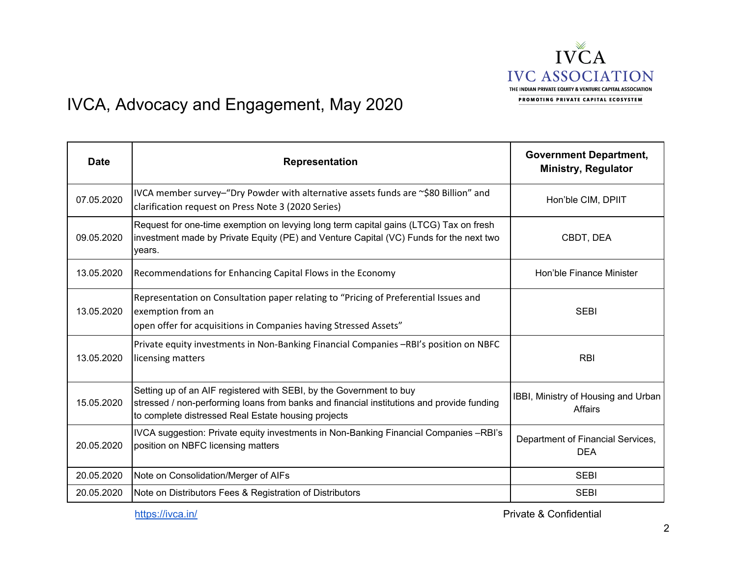# IVCA, Advocacy and Engagement, May 2020

| Date | Representation | Government Department, Ministry, Regulator |
|---|---|---|
| 07.05.2020 | IVCA member survey–"Dry Powder with alternative assets funds are ~$80 Billion" and clarification request on Press Note 3 (2020 Series) | Hon'ble CIM, DPIIT |
| 09.05.2020 | Request for one-time exemption on levying long term capital gains (LTCG) Tax on fresh investment made by Private Equity (PE) and Venture Capital (VC) Funds for the next two years. | CBDT, DEA |
| 13.05.2020 | Recommendations for Enhancing Capital Flows in the Economy | Hon'ble Finance Minister |
| 13.05.2020 | Representation on Consultation paper relating to "Pricing of Preferential Issues and exemption from an open offer for acquisitions in Companies having Stressed Assets" | SEBI |
| 13.05.2020 | Private equity investments in Non-Banking Financial Companies –RBI's position on NBFC licensing matters | RBI |
| 15.05.2020 | Setting up of an AIF registered with SEBI, by the Government to buy stressed / non-performing loans from banks and financial institutions and provide funding to complete distressed Real Estate housing projects | IBBI, Ministry of Housing and Urban Affairs |
| 20.05.2020 | IVCA suggestion: Private equity investments in Non-Banking Financial Companies –RBI's position on NBFC licensing matters | Department of Financial Services, DEA |
| 20.05.2020 | Note on Consolidation/Merger of AIFs | SEBI |
| 20.05.2020 | Note on Distributors Fees & Registration of Distributors | SEBI |

https://ivca.in/

Private & Confidential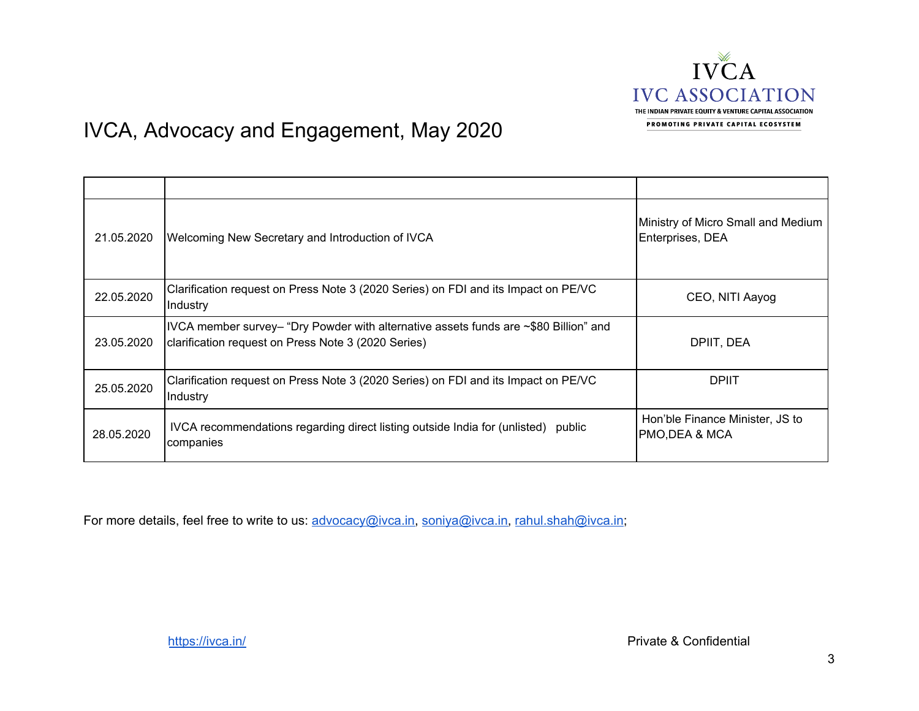# IVCA, Advocacy and Engagement, May 2020

| | | |
|---|---|---|
| 21.05.2020 | Welcoming New Secretary and Introduction of IVCA | Ministry of Micro Small and Medium Enterprises, DEA |
| 22.05.2020 | Clarification request on Press Note 3 (2020 Series) on FDI and its Impact on PE/VC Industry | CEO, NITI Aayog |
| 23.05.2020 | IVCA member survey– “Dry Powder with alternative assets funds are ~$80 Billion” and clarification request on Press Note 3 (2020 Series) | DPIIT, DEA |
| 25.05.2020 | Clarification request on Press Note 3 (2020 Series) on FDI and its Impact on PE/VC Industry | DPIIT |
| 28.05.2020 | IVCA recommendations regarding direct listing outside India for (unlisted) public companies | Hon’ble Finance Minister, JS to PMO,DEA & MCA |

For more details, feel free to write to us: advocacy@ivca.in, soniya@ivca.in, rahul.shah@ivca.in;